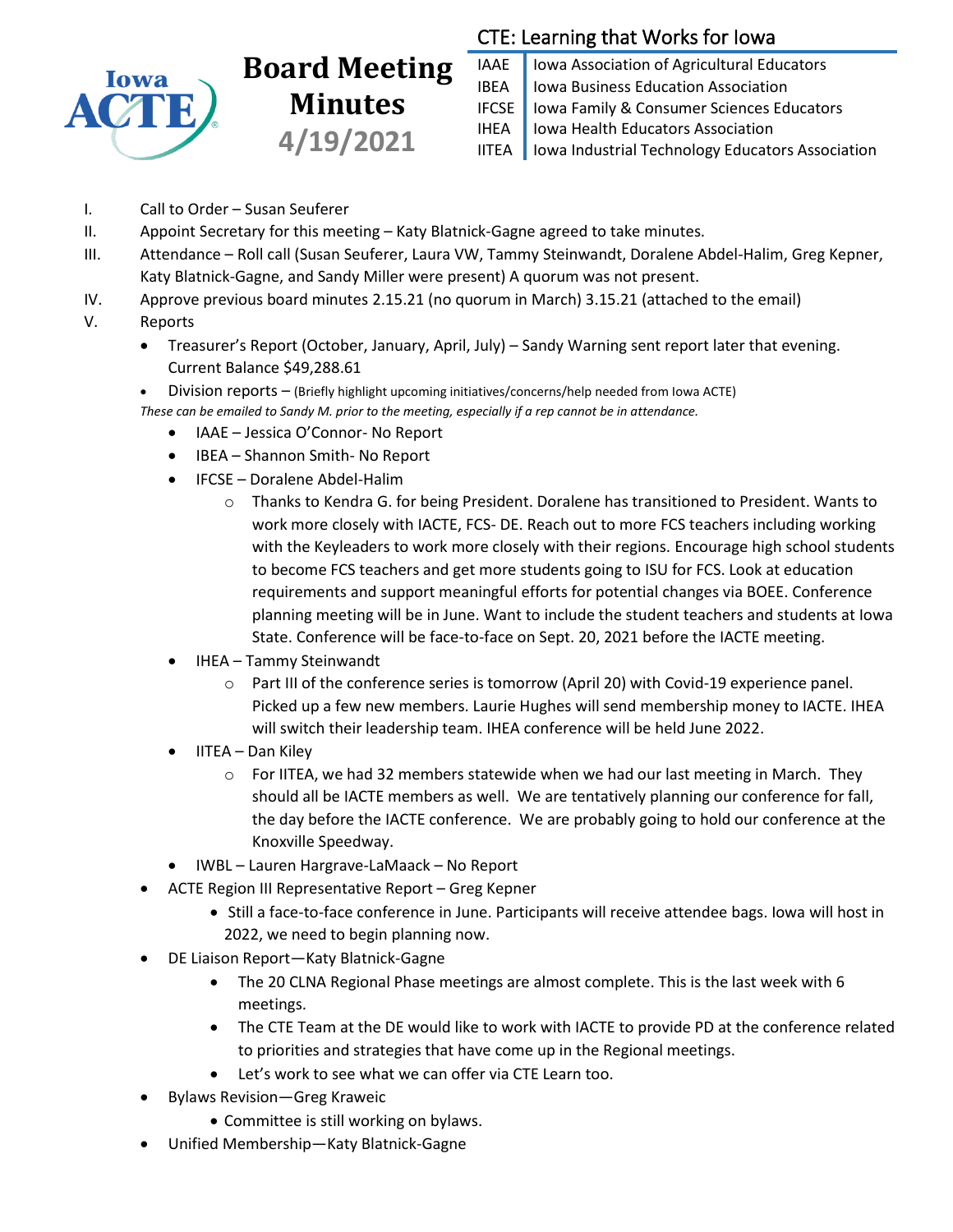# Board Meeting Minutes

## 4/19/2021

**CTE: Learning that Works for Iowa**

| | |
|---|---|
| IAAE | Iowa Association of Agricultural Educators |
| IBEA | Iowa Business Education Association |
| IFCSE | Iowa Family & Consumer Sciences Educators |
| IHEA | Iowa Health Educators Association |
| IITEA | Iowa Industrial Technology Educators Association |

I. Call to Order – Susan Seuferer

II. Appoint Secretary for this meeting – Katy Blatnick-Gagne agreed to take minutes.

III. Attendance – Roll call (Susan Seuferer, Laura VW, Tammy Steinwandt, Doralene Abdel-Halim, Greg Kepner, Katy Blatnick-Gagne, and Sandy Miller were present) A quorum was not present.

IV. Approve previous board minutes 2.15.21 (no quorum in March) 3.15.21 (attached to the email)

V. Reports

- Treasurer's Report (October, January, April, July) – Sandy Warning sent report later that evening. Current Balance $49,288.61
- Division reports – (Briefly highlight upcoming initiatives/concerns/help needed from Iowa ACTE)

*These can be emailed to Sandy M. prior to the meeting, especially if a rep cannot be in attendance.*

  - IAAE – Jessica O'Connor- No Report
  - IBEA – Shannon Smith- No Report
  - IFCSE – Doralene Abdel-Halim
    - Thanks to Kendra G. for being President. Doralene has transitioned to President. Wants to work more closely with IACTE, FCS- DE. Reach out to more FCS teachers including working with the Keyleaders to work more closely with their regions. Encourage high school students to become FCS teachers and get more students going to ISU for FCS. Look at education requirements and support meaningful efforts for potential changes via BOEE. Conference planning meeting will be in June. Want to include the student teachers and students at Iowa State. Conference will be face-to-face on Sept. 20, 2021 before the IACTE meeting.
  - IHEA – Tammy Steinwandt
    - Part III of the conference series is tomorrow (April 20) with Covid-19 experience panel. Picked up a few new members. Laurie Hughes will send membership money to IACTE. IHEA will switch their leadership team. IHEA conference will be held June 2022.
  - IITEA – Dan Kiley
    - For IITEA, we had 32 members statewide when we had our last meeting in March. They should all be IACTE members as well. We are tentatively planning our conference for fall, the day before the IACTE conference. We are probably going to hold our conference at the Knoxville Speedway.
  - IWBL – Lauren Hargrave-LaMaack – No Report
- ACTE Region III Representative Report – Greg Kepner
  - Still a face-to-face conference in June. Participants will receive attendee bags. Iowa will host in 2022, we need to begin planning now.
- DE Liaison Report—Katy Blatnick-Gagne
  - The 20 CLNA Regional Phase meetings are almost complete. This is the last week with 6 meetings.
  - The CTE Team at the DE would like to work with IACTE to provide PD at the conference related to priorities and strategies that have come up in the Regional meetings.
  - Let's work to see what we can offer via CTE Learn too.
- Bylaws Revision—Greg Kraweic
  - Committee is still working on bylaws.
- Unified Membership—Katy Blatnick-Gagne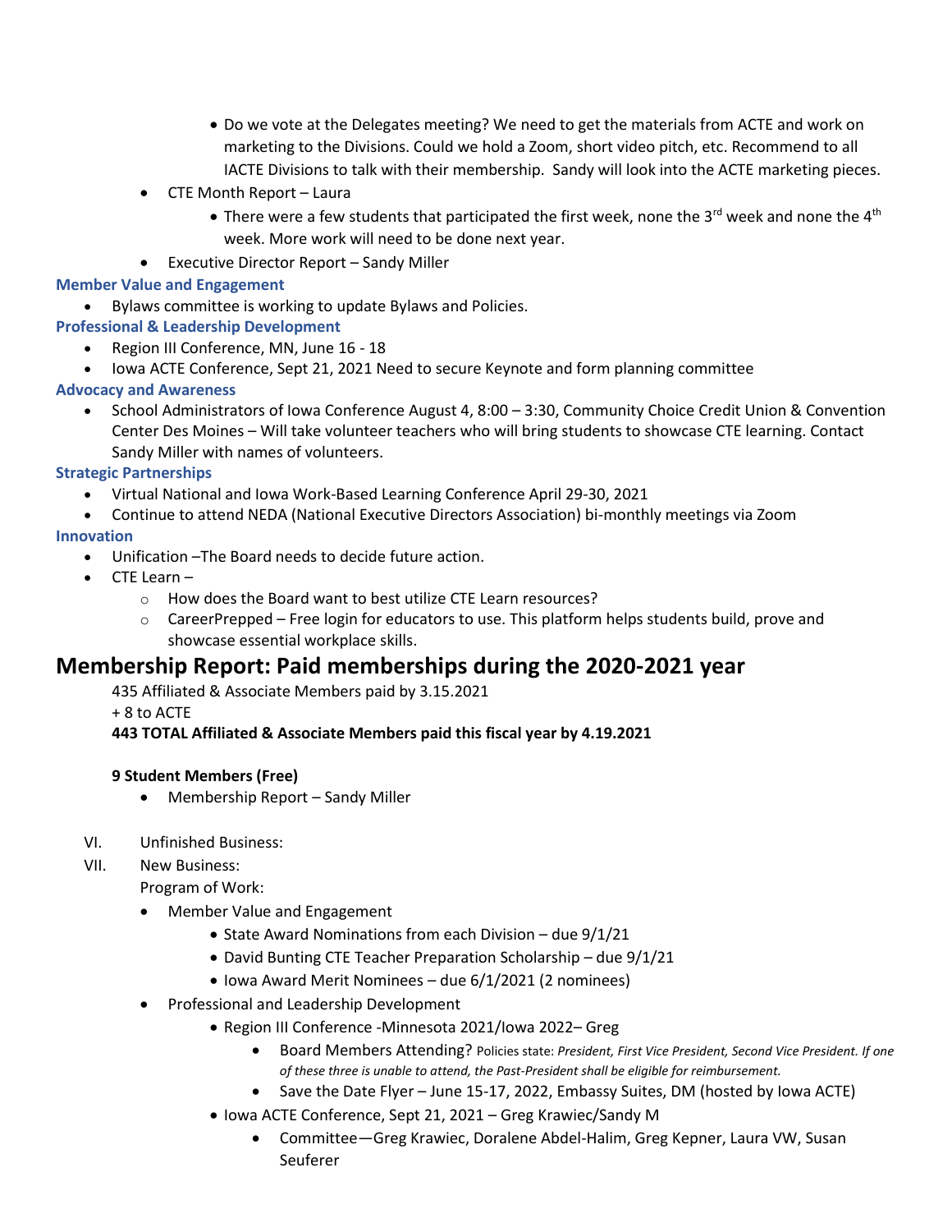- Do we vote at the Delegates meeting? We need to get the materials from ACTE and work on marketing to the Divisions. Could we hold a Zoom, short video pitch, etc. Recommend to all IACTE Divisions to talk with their membership. Sandy will look into the ACTE marketing pieces.

- CTE Month Report – Laura
  - There were a few students that participated the first week, none the 3rd week and none the 4th week. More work will need to be done next year.
- Executive Director Report – Sandy Miller

**Member Value and Engagement**

- Bylaws committee is working to update Bylaws and Policies.

**Professional & Leadership Development**

- Region III Conference, MN, June 16 - 18
- Iowa ACTE Conference, Sept 21, 2021 Need to secure Keynote and form planning committee

**Advocacy and Awareness**

- School Administrators of Iowa Conference August 4, 8:00 – 3:30, Community Choice Credit Union & Convention Center Des Moines – Will take volunteer teachers who will bring students to showcase CTE learning. Contact Sandy Miller with names of volunteers.

**Strategic Partnerships**

- Virtual National and Iowa Work-Based Learning Conference April 29-30, 2021
- Continue to attend NEDA (National Executive Directors Association) bi-monthly meetings via Zoom

**Innovation**

- Unification –The Board needs to decide future action.
- CTE Learn –
  - How does the Board want to best utilize CTE Learn resources?
  - CareerPrepped – Free login for educators to use. This platform helps students build, prove and showcase essential workplace skills.

## Membership Report: Paid memberships during the 2020-2021 year

435 Affiliated & Associate Members paid by 3.15.2021
+ 8 to ACTE
**443 TOTAL Affiliated & Associate Members paid this fiscal year by 4.19.2021**

**9 Student Members (Free)**

- Membership Report – Sandy Miller

VI. Unfinished Business:

VII. New Business:

Program of Work:

- Member Value and Engagement
  - State Award Nominations from each Division – due 9/1/21
  - David Bunting CTE Teacher Preparation Scholarship – due 9/1/21
  - Iowa Award Merit Nominees – due 6/1/2021 (2 nominees)
- Professional and Leadership Development
  - Region III Conference -Minnesota 2021/Iowa 2022– Greg
    - Board Members Attending? Policies state: *President, First Vice President, Second Vice President. If one of these three is unable to attend, the Past-President shall be eligible for reimbursement.*
    - Save the Date Flyer – June 15-17, 2022, Embassy Suites, DM (hosted by Iowa ACTE)
  - Iowa ACTE Conference, Sept 21, 2021 – Greg Krawiec/Sandy M
    - Committee—Greg Krawiec, Doralene Abdel-Halim, Greg Kepner, Laura VW, Susan Seuferer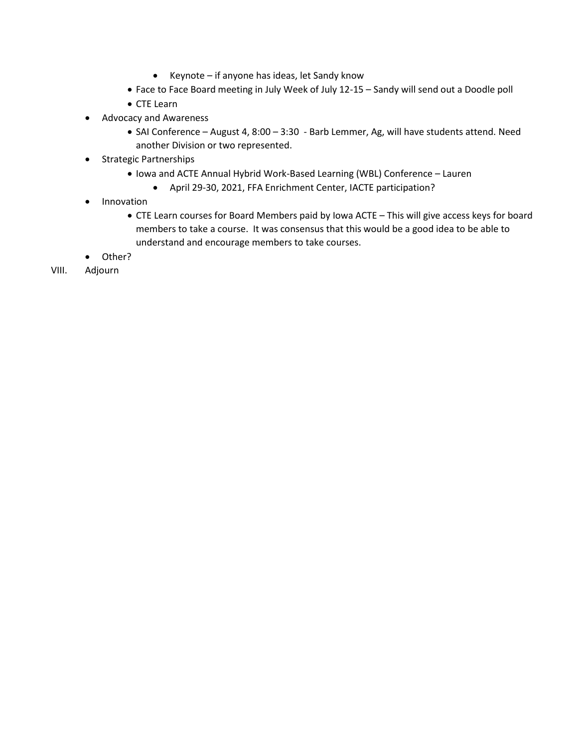- Keynote – if anyone has ideas, let Sandy know
  - Face to Face Board meeting in July Week of July 12-15 – Sandy will send out a Doodle poll
  - CTE Learn
- Advocacy and Awareness
  - SAI Conference – August 4, 8:00 – 3:30 - Barb Lemmer, Ag, will have students attend. Need another Division or two represented.
- Strategic Partnerships
  - Iowa and ACTE Annual Hybrid Work-Based Learning (WBL) Conference – Lauren
    - April 29-30, 2021, FFA Enrichment Center, IACTE participation?
- Innovation
  - CTE Learn courses for Board Members paid by Iowa ACTE – This will give access keys for board members to take a course. It was consensus that this would be a good idea to be able to understand and encourage members to take courses.
- Other?

VIII. Adjourn